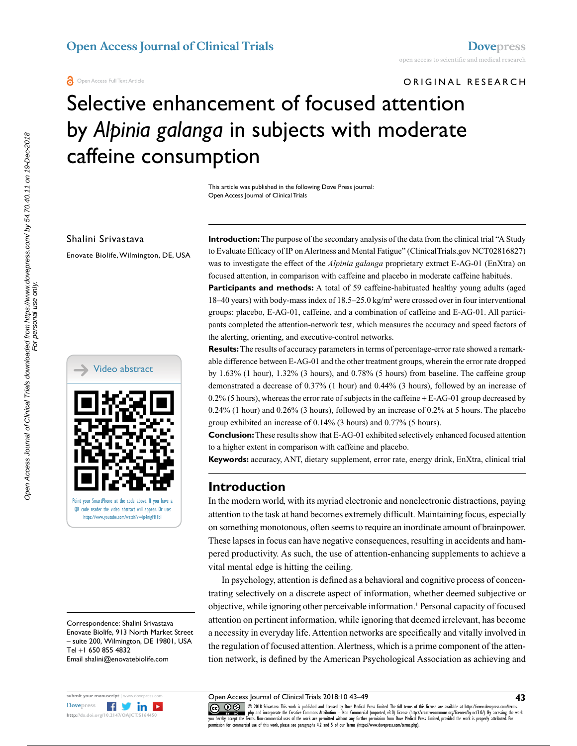Open Access Full Text Article

ORIGINAL RESEARCH

# Selective enhancement of focused attention by *Alpinia galanga* in subjects with moderate caffeine consumption

This article was published in the following Dove Press journal:
Open Access Journal of Clinical Trials

Shalini Srivastava

Enovate Biolife, Wilmington, DE, USA

**Introduction:** The purpose of the secondary analysis of the data from the clinical trial "A Study to Evaluate Efficacy of IP on Alertness and Mental Fatigue" (ClinicalTrials.gov NCT02816827) was to investigate the effect of the *Alpinia galanga* proprietary extract E-AG-01 (EnXtra) on focused attention, in comparison with caffeine and placebo in moderate caffeine habitués.

**Participants and methods:** A total of 59 caffeine-habituated healthy young adults (aged 18–40 years) with body-mass index of 18.5–25.0 kg/m$^2$ were crossed over in four interventional groups: placebo, E-AG-01, caffeine, and a combination of caffeine and E-AG-01. All participants completed the attention-network test, which measures the accuracy and speed factors of the alerting, orienting, and executive-control networks.

**Results:** The results of accuracy parameters in terms of percentage-error rate showed a remarkable difference between E-AG-01 and the other treatment groups, wherein the error rate dropped by 1.63% (1 hour), 1.32% (3 hours), and 0.78% (5 hours) from baseline. The caffeine group demonstrated a decrease of 0.37% (1 hour) and 0.44% (3 hours), followed by an increase of 0.2% (5 hours), whereas the error rate of subjects in the caffeine + E-AG-01 group decreased by 0.24% (1 hour) and 0.26% (3 hours), followed by an increase of 0.2% at 5 hours. The placebo group exhibited an increase of 0.14% (3 hours) and 0.77% (5 hours).

**Conclusion:** These results show that E-AG-01 exhibited selectively enhanced focused attention to a higher extent in comparison with caffeine and placebo.

**Keywords:** accuracy, ANT, dietary supplement, error rate, energy drink, EnXtra, clinical trial

Video abstract

Point your SmartPhone at the code above. If you have a QR code reader the video abstract will appear. Or use: https://www.youtube.com/watch?v=Ip4migFH1bI

## Introduction

In the modern world, with its myriad electronic and nonelectronic distractions, paying attention to the task at hand becomes extremely difficult. Maintaining focus, especially on something monotonous, often seems to require an inordinate amount of brainpower. These lapses in focus can have negative consequences, resulting in accidents and hampered productivity. As such, the use of attention-enhancing supplements to achieve a vital mental edge is hitting the ceiling.

In psychology, attention is defined as a behavioral and cognitive process of concentrating selectively on a discrete aspect of information, whether deemed subjective or objective, while ignoring other perceivable information.[1] Personal capacity of focused attention on pertinent information, while ignoring that deemed irrelevant, has become a necessity in everyday life. Attention networks are specifically and vitally involved in the regulation of focused attention. Alertness, which is a prime component of the attention network, is defined by the American Psychological Association as achieving and

Correspondence: Shalini Srivastava
Enovate Biolife, 913 North Market Street – suite 200, Wilmington, DE 19801, USA
Tel +1 650 855 4832
Email shalini@enovatebiolife.com

© 2018 Srivastava. This work is published and licensed by Dove Medical Press Limited. The full terms of this license are available at https://www.dovepress.com/terms.php and incorporate the Creative Commons Attribution – Non Commercial (unported, v3.0) License (http://creativecommons.org/licenses/by-nc/3.0/). By accessing the work you hereby accept the Terms. Non-commercial uses of the work are permitted without any further permission from Dove Medical Press Limited, provided the work is properly attributed. For permission for commercial use of this work, please see paragraphs 4.2 and 5 of our Terms (https://www.dovepress.com/terms.php).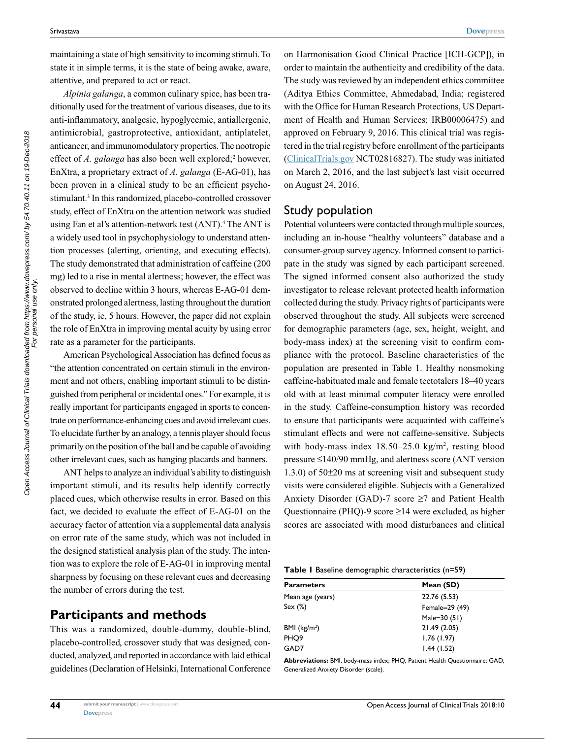maintaining a state of high sensitivity to incoming stimuli. To state it in simple terms, it is the state of being awake, aware, attentive, and prepared to act or react.

*Alpinia galanga*, a common culinary spice, has been traditionally used for the treatment of various diseases, due to its anti-inflammatory, analgesic, hypoglycemic, antiallergenic, antimicrobial, gastroprotective, antioxidant, antiplatelet, anticancer, and immunomodulatory properties. The nootropic effect of *A. galanga* has also been well explored;[2] however, EnXtra, a proprietary extract of *A. galanga* (E-AG-01), has been proven in a clinical study to be an efficient psychostimulant.[3] In this randomized, placebo-controlled crossover study, effect of EnXtra on the attention network was studied using Fan et al's attention-network test (ANT).[4] The ANT is a widely used tool in psychophysiology to understand attention processes (alerting, orienting, and executing effects). The study demonstrated that administration of caffeine (200 mg) led to a rise in mental alertness; however, the effect was observed to decline within 3 hours, whereas E-AG-01 demonstrated prolonged alertness, lasting throughout the duration of the study, ie, 5 hours. However, the paper did not explain the role of EnXtra in improving mental acuity by using error rate as a parameter for the participants.

American Psychological Association has defined focus as "the attention concentrated on certain stimuli in the environment and not others, enabling important stimuli to be distinguished from peripheral or incidental ones." For example, it is really important for participants engaged in sports to concentrate on performance-enhancing cues and avoid irrelevant cues. To elucidate further by an analogy, a tennis player should focus primarily on the position of the ball and be capable of avoiding other irrelevant cues, such as hanging placards and banners.

ANT helps to analyze an individual's ability to distinguish important stimuli, and its results help identify correctly placed cues, which otherwise results in error. Based on this fact, we decided to evaluate the effect of E-AG-01 on the accuracy factor of attention via a supplemental data analysis on error rate of the same study, which was not included in the designed statistical analysis plan of the study. The intention was to explore the role of E-AG-01 in improving mental sharpness by focusing on these relevant cues and decreasing the number of errors during the test.

## Participants and methods

This was a randomized, double-dummy, double-blind, placebo-controlled, crossover study that was designed, conducted, analyzed, and reported in accordance with laid ethical guidelines (Declaration of Helsinki, International Conference on Harmonisation Good Clinical Practice [ICH-GCP]), in order to maintain the authenticity and credibility of the data. The study was reviewed by an independent ethics committee (Aditya Ethics Committee, Ahmedabad, India; registered with the Office for Human Research Protections, US Department of Health and Human Services; IRB00006475) and approved on February 9, 2016. This clinical trial was registered in the trial registry before enrollment of the participants (ClinicalTrials.gov NCT02816827). The study was initiated on March 2, 2016, and the last subject's last visit occurred on August 24, 2016.

### Study population

Potential volunteers were contacted through multiple sources, including an in-house "healthy volunteers" database and a consumer-group survey agency. Informed consent to participate in the study was signed by each participant screened. The signed informed consent also authorized the study investigator to release relevant protected health information collected during the study. Privacy rights of participants were observed throughout the study. All subjects were screened for demographic parameters (age, sex, height, weight, and body-mass index) at the screening visit to confirm compliance with the protocol. Baseline characteristics of the population are presented in Table 1. Healthy nonsmoking caffeine-habituated male and female teetotalers 18–40 years old with at least minimal computer literacy were enrolled in the study. Caffeine-consumption history was recorded to ensure that participants were acquainted with caffeine's stimulant effects and were not caffeine-sensitive. Subjects with body-mass index 18.50–25.0 kg/m$^2$, resting blood pressure ≤140/90 mmHg, and alertness score (ANT version 1.3.0) of 50±20 ms at screening visit and subsequent study visits were considered eligible. Subjects with a Generalized Anxiety Disorder (GAD)-7 score ≥7 and Patient Health Questionnaire (PHQ)-9 score ≥14 were excluded, as higher scores are associated with mood disturbances and clinical

**Table 1** Baseline demographic characteristics (n=59)

| Parameters | Mean (SD) |
|---|---|
| Mean age (years) | 22.76 (5.53) |
| Sex (%) | Female=29 (49) |
| | Male=30 (51) |
| BMI (kg/m$^2$) | 21.49 (2.05) |
| PHQ9 | 1.76 (1.97) |
| GAD7 | 1.44 (1.52) |

**Abbreviations:** BMI, body-mass index; PHQ, Patient Health Questionnaire; GAD, Generalized Anxiety Disorder (scale).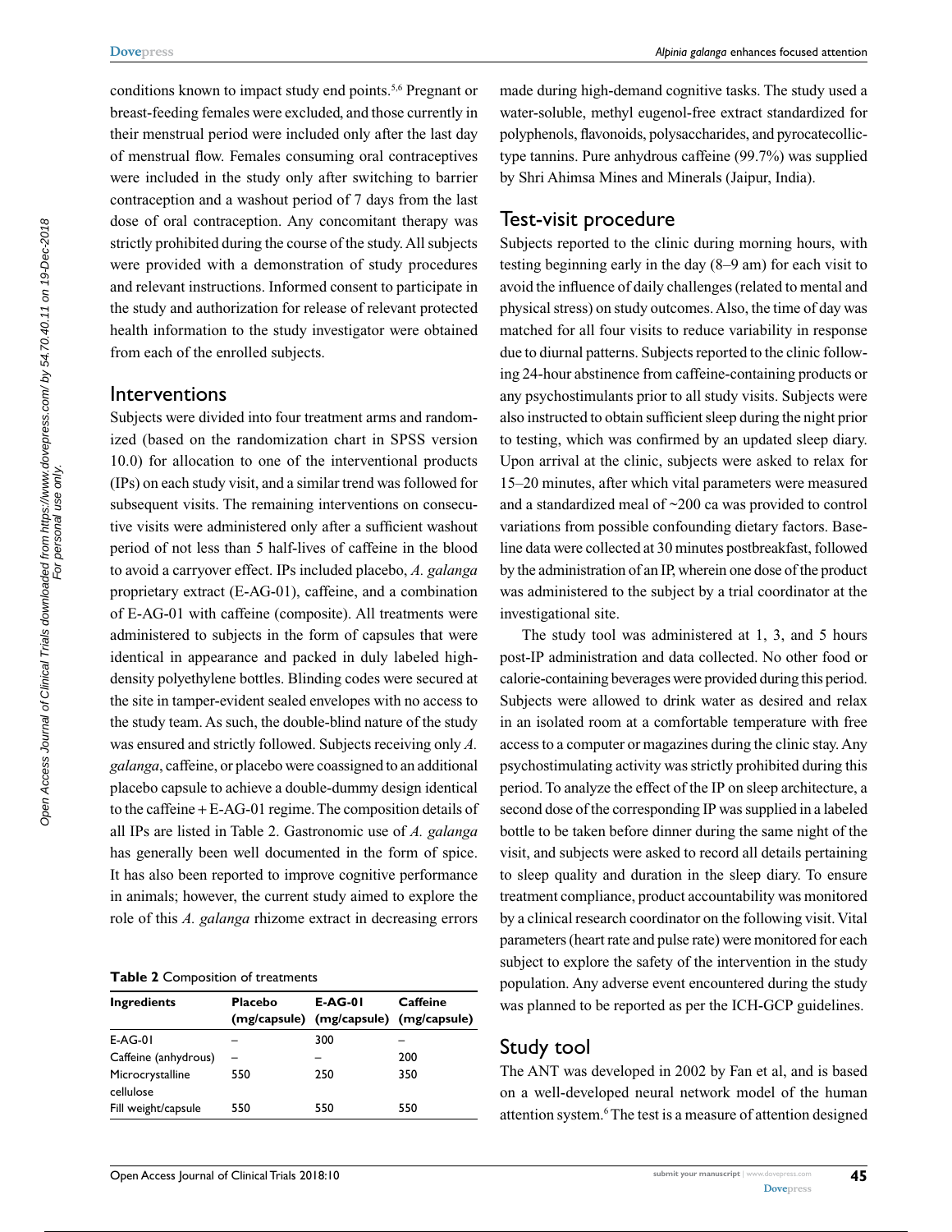conditions known to impact study end points.[5,6] Pregnant or breast-feeding females were excluded, and those currently in their menstrual period were included only after the last day of menstrual flow. Females consuming oral contraceptives were included in the study only after switching to barrier contraception and a washout period of 7 days from the last dose of oral contraception. Any concomitant therapy was strictly prohibited during the course of the study. All subjects were provided with a demonstration of study procedures and relevant instructions. Informed consent to participate in the study and authorization for release of relevant protected health information to the study investigator were obtained from each of the enrolled subjects.

## Interventions

Subjects were divided into four treatment arms and randomized (based on the randomization chart in SPSS version 10.0) for allocation to one of the interventional products (IPs) on each study visit, and a similar trend was followed for subsequent visits. The remaining interventions on consecutive visits were administered only after a sufficient washout period of not less than 5 half-lives of caffeine in the blood to avoid a carryover effect. IPs included placebo, *A. galanga* proprietary extract (E-AG-01), caffeine, and a combination of E-AG-01 with caffeine (composite). All treatments were administered to subjects in the form of capsules that were identical in appearance and packed in duly labeled high-density polyethylene bottles. Blinding codes were secured at the site in tamper-evident sealed envelopes with no access to the study team. As such, the double-blind nature of the study was ensured and strictly followed. Subjects receiving only *A. galanga*, caffeine, or placebo were coassigned to an additional placebo capsule to achieve a double-dummy design identical to the caffeine + E-AG-01 regime. The composition details of all IPs are listed in Table 2. Gastronomic use of *A. galanga* has generally been well documented in the form of spice. It has also been reported to improve cognitive performance in animals; however, the current study aimed to explore the role of this *A. galanga* rhizome extract in decreasing errors made during high-demand cognitive tasks. The study used a water-soluble, methyl eugenol-free extract standardized for polyphenols, flavonoids, polysaccharides, and pyrocatecollic-type tannins. Pure anhydrous caffeine (99.7%) was supplied by Shri Ahimsa Mines and Minerals (Jaipur, India).

**Table 2** Composition of treatments

| Ingredients | Placebo (mg/capsule) | E-AG-01 (mg/capsule) | Caffeine (mg/capsule) |
|---|---|---|---|
| E-AG-01 | – | 300 | – |
| Caffeine (anhydrous) | – | – | 200 |
| Microcrystalline cellulose | 550 | 250 | 350 |
| Fill weight/capsule | 550 | 550 | 550 |

## Test-visit procedure

Subjects reported to the clinic during morning hours, with testing beginning early in the day (8–9 am) for each visit to avoid the influence of daily challenges (related to mental and physical stress) on study outcomes. Also, the time of day was matched for all four visits to reduce variability in response due to diurnal patterns. Subjects reported to the clinic following 24-hour abstinence from caffeine-containing products or any psychostimulants prior to all study visits. Subjects were also instructed to obtain sufficient sleep during the night prior to testing, which was confirmed by an updated sleep diary. Upon arrival at the clinic, subjects were asked to relax for 15–20 minutes, after which vital parameters were measured and a standardized meal of ~200 ca was provided to control variations from possible confounding dietary factors. Baseline data were collected at 30 minutes postbreakfast, followed by the administration of an IP, wherein one dose of the product was administered to the subject by a trial coordinator at the investigational site.

The study tool was administered at 1, 3, and 5 hours post-IP administration and data collected. No other food or calorie-containing beverages were provided during this period. Subjects were allowed to drink water as desired and relax in an isolated room at a comfortable temperature with free access to a computer or magazines during the clinic stay. Any psychostimulating activity was strictly prohibited during this period. To analyze the effect of the IP on sleep architecture, a second dose of the corresponding IP was supplied in a labeled bottle to be taken before dinner during the same night of the visit, and subjects were asked to record all details pertaining to sleep quality and duration in the sleep diary. To ensure treatment compliance, product accountability was monitored by a clinical research coordinator on the following visit. Vital parameters (heart rate and pulse rate) were monitored for each subject to explore the safety of the intervention in the study population. Any adverse event encountered during the study was planned to be reported as per the ICH-GCP guidelines.

## Study tool

The ANT was developed in 2002 by Fan et al, and is based on a well-developed neural network model of the human attention system.[6] The test is a measure of attention designed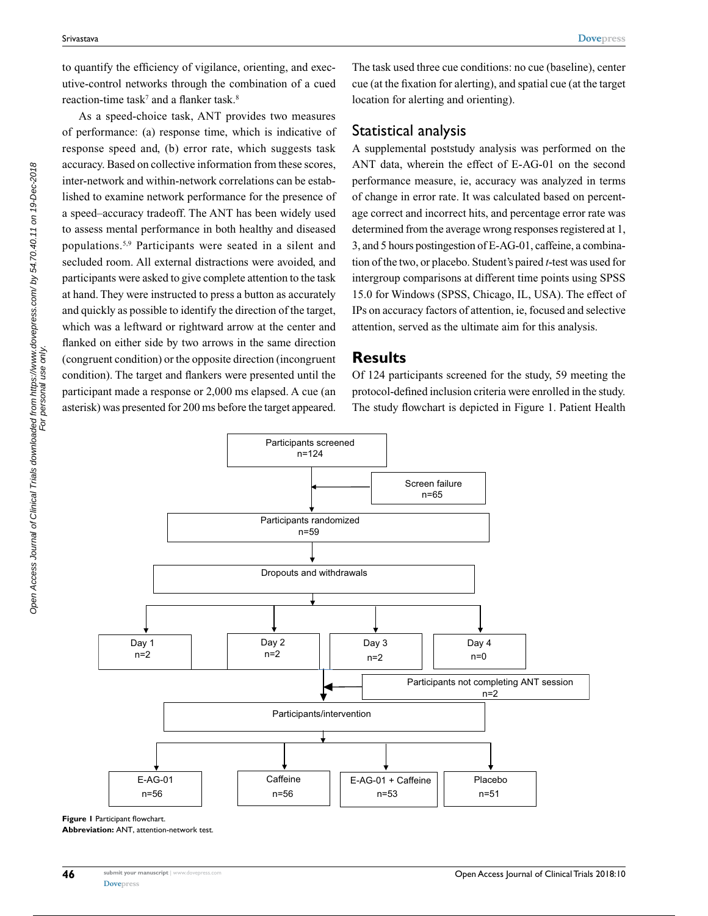to quantify the efficiency of vigilance, orienting, and executive-control networks through the combination of a cued reaction-time task[7] and a flanker task.[8]

As a speed-choice task, ANT provides two measures of performance: (a) response time, which is indicative of response speed and, (b) error rate, which suggests task accuracy. Based on collective information from these scores, inter-network and within-network correlations can be established to examine network performance for the presence of a speed–accuracy tradeoff. The ANT has been widely used to assess mental performance in both healthy and diseased populations.[5,9] Participants were seated in a silent and secluded room. All external distractions were avoided, and participants were asked to give complete attention to the task at hand. They were instructed to press a button as accurately and quickly as possible to identify the direction of the target, which was a leftward or rightward arrow at the center and flanked on either side by two arrows in the same direction (congruent condition) or the opposite direction (incongruent condition). The target and flankers were presented until the participant made a response or 2,000 ms elapsed. A cue (an asterisk) was presented for 200 ms before the target appeared. The task used three cue conditions: no cue (baseline), center cue (at the fixation for alerting), and spatial cue (at the target location for alerting and orienting).

## Statistical analysis

A supplemental poststudy analysis was performed on the ANT data, wherein the effect of E-AG-01 on the second performance measure, ie, accuracy was analyzed in terms of change in error rate. It was calculated based on percentage correct and incorrect hits, and percentage error rate was determined from the average wrong responses registered at 1, 3, and 5 hours postingestion of E-AG-01, caffeine, a combination of the two, or placebo. Student's paired *t*-test was used for intergroup comparisons at different time points using SPSS 15.0 for Windows (SPSS, Chicago, IL, USA). The effect of IPs on accuracy factors of attention, ie, focused and selective attention, served as the ultimate aim for this analysis.

## Results

Of 124 participants screened for the study, 59 meeting the protocol-defined inclusion criteria were enrolled in the study. The study flowchart is depicted in Figure 1. Patient Health

Participants screened n=124

Screen failure n=65

Participants randomized n=59

Dropouts and withdrawals

Day 1 n=2 | Day 2 n=2 | Day 3 n=2 | Day 4 n=0

Participants not completing ANT session n=2

Participants/intervention

E-AG-01 n=56 | Caffeine n=56 | E-AG-01 + Caffeine n=53 | Placebo n=51

**Figure 1** Participant flowchart.
**Abbreviation:** ANT, attention-network test.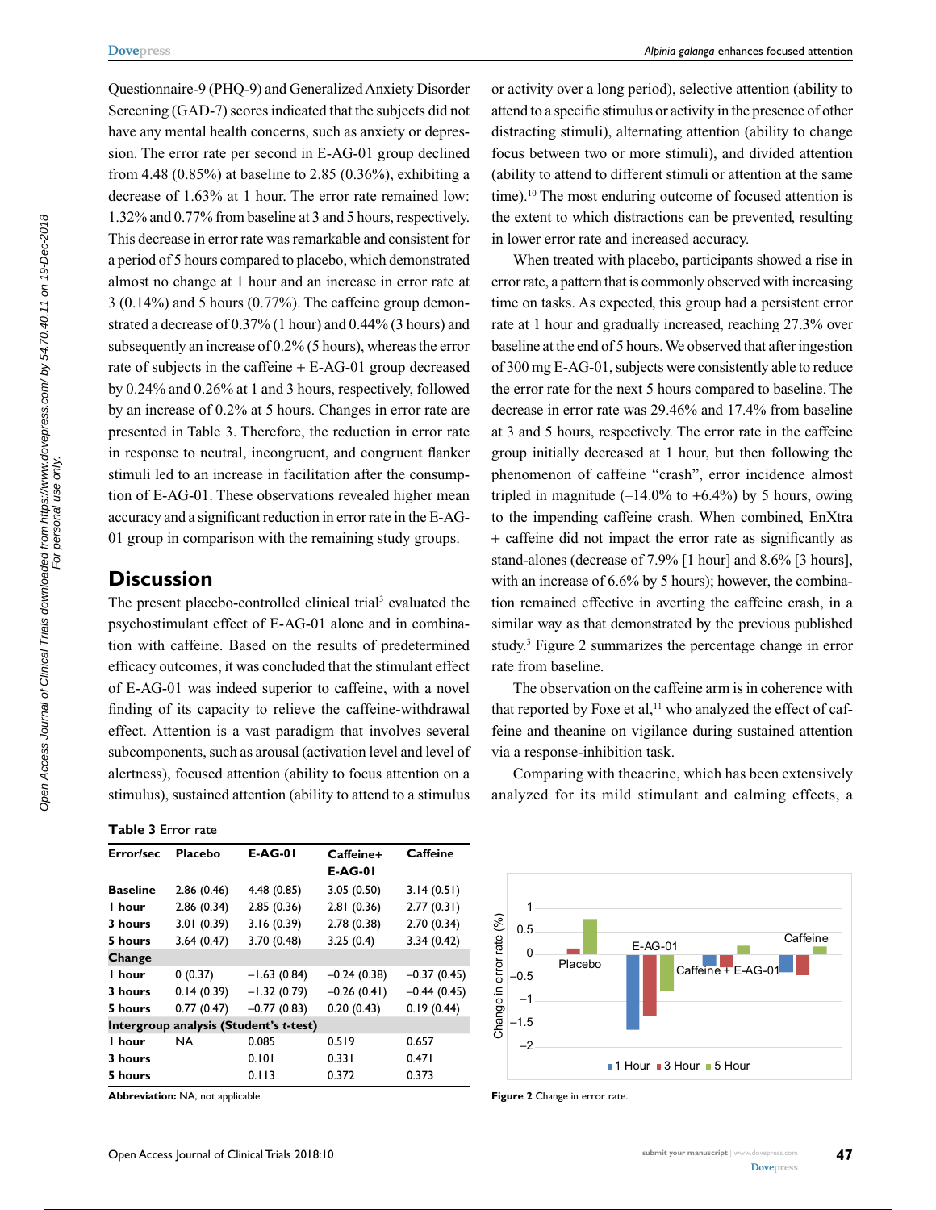Questionnaire-9 (PHQ-9) and Generalized Anxiety Disorder Screening (GAD-7) scores indicated that the subjects did not have any mental health concerns, such as anxiety or depression. The error rate per second in E-AG-01 group declined from 4.48 (0.85%) at baseline to 2.85 (0.36%), exhibiting a decrease of 1.63% at 1 hour. The error rate remained low: 1.32% and 0.77% from baseline at 3 and 5 hours, respectively. This decrease in error rate was remarkable and consistent for a period of 5 hours compared to placebo, which demonstrated almost no change at 1 hour and an increase in error rate at 3 (0.14%) and 5 hours (0.77%). The caffeine group demonstrated a decrease of 0.37% (1 hour) and 0.44% (3 hours) and subsequently an increase of 0.2% (5 hours), whereas the error rate of subjects in the caffeine + E-AG-01 group decreased by 0.24% and 0.26% at 1 and 3 hours, respectively, followed by an increase of 0.2% at 5 hours. Changes in error rate are presented in Table 3. Therefore, the reduction in error rate in response to neutral, incongruent, and congruent flanker stimuli led to an increase in facilitation after the consumption of E-AG-01. These observations revealed higher mean accuracy and a significant reduction in error rate in the E-AG-01 group in comparison with the remaining study groups.

## Discussion

The present placebo-controlled clinical trial[3] evaluated the psychostimulant effect of E-AG-01 alone and in combination with caffeine. Based on the results of predetermined efficacy outcomes, it was concluded that the stimulant effect of E-AG-01 was indeed superior to caffeine, with a novel finding of its capacity to relieve the caffeine-withdrawal effect. Attention is a vast paradigm that involves several subcomponents, such as arousal (activation level and level of alertness), focused attention (ability to focus attention on a stimulus), sustained attention (ability to attend to a stimulus or activity over a long period), selective attention (ability to attend to a specific stimulus or activity in the presence of other distracting stimuli), alternating attention (ability to change focus between two or more stimuli), and divided attention (ability to attend to different stimuli or attention at the same time).[10] The most enduring outcome of focused attention is the extent to which distractions can be prevented, resulting in lower error rate and increased accuracy.

When treated with placebo, participants showed a rise in error rate, a pattern that is commonly observed with increasing time on tasks. As expected, this group had a persistent error rate at 1 hour and gradually increased, reaching 27.3% over baseline at the end of 5 hours. We observed that after ingestion of 300 mg E-AG-01, subjects were consistently able to reduce the error rate for the next 5 hours compared to baseline. The decrease in error rate was 29.46% and 17.4% from baseline at 3 and 5 hours, respectively. The error rate in the caffeine group initially decreased at 1 hour, but then following the phenomenon of caffeine "crash", error incidence almost tripled in magnitude (–14.0% to +6.4%) by 5 hours, owing to the impending caffeine crash. When combined, EnXtra + caffeine did not impact the error rate as significantly as stand-alones (decrease of 7.9% [1 hour] and 8.6% [3 hours], with an increase of 6.6% by 5 hours); however, the combination remained effective in averting the caffeine crash, in a similar way as that demonstrated by the previous published study.[3] Figure 2 summarizes the percentage change in error rate from baseline.

The observation on the caffeine arm is in coherence with that reported by Foxe et al,[11] who analyzed the effect of caffeine and theanine on vigilance during sustained attention via a response-inhibition task.

Comparing with theacrine, which has been extensively analyzed for its mild stimulant and calming effects, a

**Table 3** Error rate

| Error/sec | Placebo | E-AG-01 | Caffeine+ E-AG-01 | Caffeine |
|---|---|---|---|---|
| **Baseline** | 2.86 (0.46) | 4.48 (0.85) | 3.05 (0.50) | 3.14 (0.51) |
| **1 hour** | 2.86 (0.34) | 2.85 (0.36) | 2.81 (0.36) | 2.77 (0.31) |
| **3 hours** | 3.01 (0.39) | 3.16 (0.39) | 2.78 (0.38) | 2.70 (0.34) |
| **5 hours** | 3.64 (0.47) | 3.70 (0.48) | 3.25 (0.4) | 3.34 (0.42) |
| **Change** | | | | |
| **1 hour** | 0 (0.37) | –1.63 (0.84) | –0.24 (0.38) | –0.37 (0.45) |
| **3 hours** | 0.14 (0.39) | –1.32 (0.79) | –0.26 (0.41) | –0.44 (0.45) |
| **5 hours** | 0.77 (0.47) | –0.77 (0.83) | 0.20 (0.43) | 0.19 (0.44) |
| **Intergroup analysis (Student's t-test)** | | | | |
| **1 hour** | NA | 0.085 | 0.519 | 0.657 |
| **3 hours** | | 0.101 | 0.331 | 0.471 |
| **5 hours** | | 0.113 | 0.372 | 0.373 |

**Abbreviation:** NA, not applicable.

**Figure 2** Change in error rate.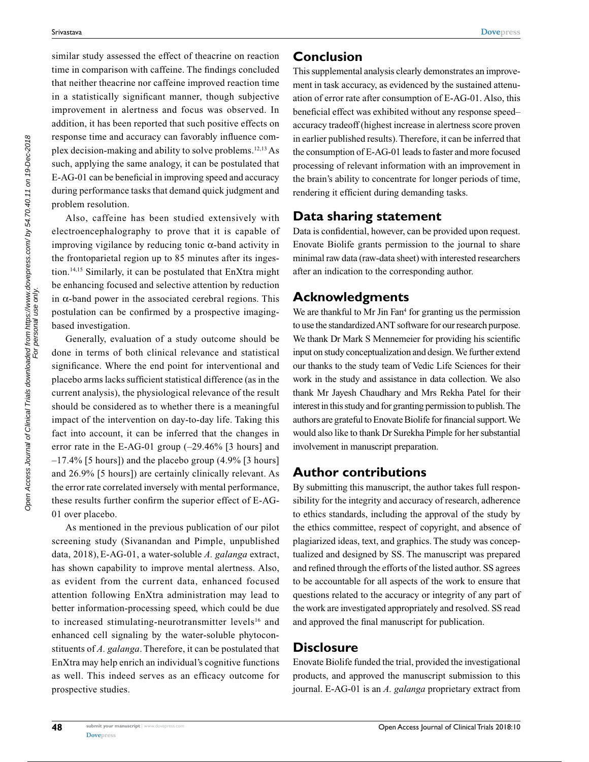similar study assessed the effect of theacrine on reaction time in comparison with caffeine. The findings concluded that neither theacrine nor caffeine improved reaction time in a statistically significant manner, though subjective improvement in alertness and focus was observed. In addition, it has been reported that such positive effects on response time and accuracy can favorably influence complex decision-making and ability to solve problems.[12,13] As such, applying the same analogy, it can be postulated that E-AG-01 can be beneficial in improving speed and accuracy during performance tasks that demand quick judgment and problem resolution.

Also, caffeine has been studied extensively with electroencephalography to prove that it is capable of improving vigilance by reducing tonic $\alpha$-band activity in the frontoparietal region up to 85 minutes after its ingestion.[14,15] Similarly, it can be postulated that EnXtra might be enhancing focused and selective attention by reduction in $\alpha$-band power in the associated cerebral regions. This postulation can be confirmed by a prospective imaging-based investigation.

Generally, evaluation of a study outcome should be done in terms of both clinical relevance and statistical significance. Where the end point for interventional and placebo arms lacks sufficient statistical difference (as in the current analysis), the physiological relevance of the result should be considered as to whether there is a meaningful impact of the intervention on day-to-day life. Taking this fact into account, it can be inferred that the changes in error rate in the E-AG-01 group (–29.46% [3 hours] and –17.4% [5 hours]) and the placebo group (4.9% [3 hours] and 26.9% [5 hours]) are certainly clinically relevant. As the error rate correlated inversely with mental performance, these results further confirm the superior effect of E-AG-01 over placebo.

As mentioned in the previous publication of our pilot screening study (Sivanandan and Pimple, unpublished data, 2018), E-AG-01, a water-soluble *A. galanga* extract, has shown capability to improve mental alertness. Also, as evident from the current data, enhanced focused attention following EnXtra administration may lead to better information-processing speed, which could be due to increased stimulating-neurotransmitter levels[16] and enhanced cell signaling by the water-soluble phytoconstituents of *A. galanga*. Therefore, it can be postulated that EnXtra may help enrich an individual's cognitive functions as well. This indeed serves as an efficacy outcome for prospective studies.

## Conclusion

This supplemental analysis clearly demonstrates an improvement in task accuracy, as evidenced by the sustained attenuation of error rate after consumption of E-AG-01. Also, this beneficial effect was exhibited without any response speed–accuracy tradeoff (highest increase in alertness score proven in earlier published results). Therefore, it can be inferred that the consumption of E-AG-01 leads to faster and more focused processing of relevant information with an improvement in the brain's ability to concentrate for longer periods of time, rendering it efficient during demanding tasks.

## Data sharing statement

Data is confidential, however, can be provided upon request. Enovate Biolife grants permission to the journal to share minimal raw data (raw-data sheet) with interested researchers after an indication to the corresponding author.

## Acknowledgments

We are thankful to Mr Jin Fan[4] for granting us the permission to use the standardized ANT software for our research purpose. We thank Dr Mark S Mennemeier for providing his scientific input on study conceptualization and design. We further extend our thanks to the study team of Vedic Life Sciences for their work in the study and assistance in data collection. We also thank Mr Jayesh Chaudhary and Mrs Rekha Patel for their interest in this study and for granting permission to publish. The authors are grateful to Enovate Biolife for financial support. We would also like to thank Dr Surekha Pimple for her substantial involvement in manuscript preparation.

## Author contributions

By submitting this manuscript, the author takes full responsibility for the integrity and accuracy of research, adherence to ethics standards, including the approval of the study by the ethics committee, respect of copyright, and absence of plagiarized ideas, text, and graphics. The study was conceptualized and designed by SS. The manuscript was prepared and refined through the efforts of the listed author. SS agrees to be accountable for all aspects of the work to ensure that questions related to the accuracy or integrity of any part of the work are investigated appropriately and resolved. SS read and approved the final manuscript for publication.

## Disclosure

Enovate Biolife funded the trial, provided the investigational products, and approved the manuscript submission to this journal. E-AG-01 is an *A. galanga* proprietary extract from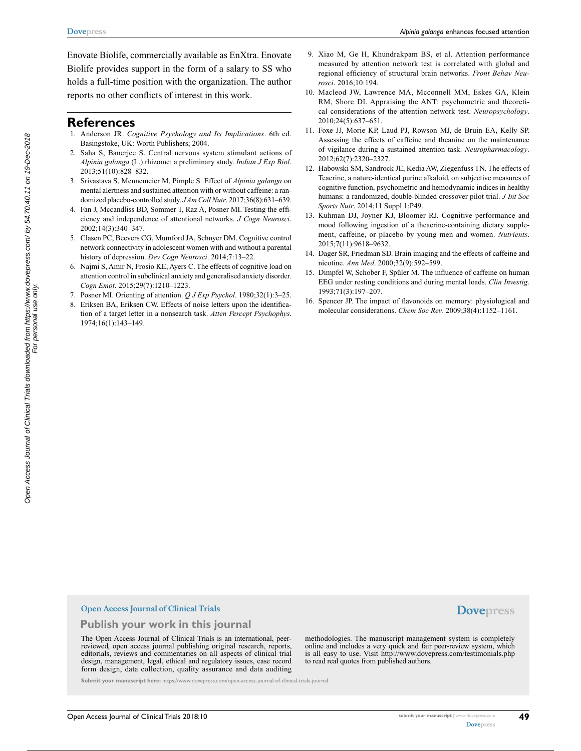Enovate Biolife, commercially available as EnXtra. Enovate Biolife provides support in the form of a salary to SS who holds a full-time position with the organization. The author reports no other conflicts of interest in this work.

## References

1. Anderson JR. *Cognitive Psychology and Its Implications*. 6th ed. Basingstoke, UK: Worth Publishers; 2004.
2. Saha S, Banerjee S. Central nervous system stimulant actions of *Alpinia galanga* (L.) rhizome: a preliminary study. *Indian J Exp Biol*. 2013;51(10):828–832.
3. Srivastava S, Mennemeier M, Pimple S. Effect of *Alpinia galanga* on mental alertness and sustained attention with or without caffeine: a randomized placebo-controlled study. *J Am Coll Nutr*. 2017;36(8):631–639.
4. Fan J, Mccandliss BD, Sommer T, Raz A, Posner MI. Testing the efficiency and independence of attentional networks. *J Cogn Neurosci*. 2002;14(3):340–347.
5. Clasen PC, Beevers CG, Mumford JA, Schnyer DM. Cognitive control network connectivity in adolescent women with and without a parental history of depression. *Dev Cogn Neurosci*. 2014;7:13–22.
6. Najmi S, Amir N, Frosio KE, Ayers C. The effects of cognitive load on attention control in subclinical anxiety and generalised anxiety disorder. *Cogn Emot*. 2015;29(7):1210–1223.
7. Posner MI. Orienting of attention. *Q J Exp Psychol*. 1980;32(1):3–25.
8. Eriksen BA, Eriksen CW. Effects of noise letters upon the identification of a target letter in a nonsearch task. *Atten Percept Psychophys*. 1974;16(1):143–149.
9. Xiao M, Ge H, Khundrakpam BS, et al. Attention performance measured by attention network test is correlated with global and regional efficiency of structural brain networks. *Front Behav Neurosci*. 2016;10:194.
10. Macleod JW, Lawrence MA, Mcconnell MM, Eskes GA, Klein RM, Shore DI. Appraising the ANT: psychometric and theoretical considerations of the attention network test. *Neuropsychology*. 2010;24(5):637–651.
11. Foxe JJ, Morie KP, Laud PJ, Rowson MJ, de Bruin EA, Kelly SP. Assessing the effects of caffeine and theanine on the maintenance of vigilance during a sustained attention task. *Neuropharmacology*. 2012;62(7):2320–2327.
12. Habowski SM, Sandrock JE, Kedia AW, Ziegenfuss TN. The effects of Teacrine, a nature-identical purine alkaloid, on subjective measures of cognitive function, psychometric and hemodynamic indices in healthy humans: a randomized, double-blinded crossover pilot trial. *J Int Soc Sports Nutr*. 2014;11 Suppl 1:P49.
13. Kuhman DJ, Joyner KJ, Bloomer RJ. Cognitive performance and mood following ingestion of a theacrine-containing dietary supplement, caffeine, or placebo by young men and women. *Nutrients*. 2015;7(11):9618–9632.
14. Dager SR, Friedman SD. Brain imaging and the effects of caffeine and nicotine. *Ann Med*. 2000;32(9):592–599.
15. Dimpfel W, Schober F, Spüler M. The influence of caffeine on human EEG under resting conditions and during mental loads. *Clin Investig*. 1993;71(3):197–207.
16. Spencer JP. The impact of flavonoids on memory: physiological and molecular considerations. *Chem Soc Rev*. 2009;38(4):1152–1161.

**Open Access Journal of Clinical Trials**

**Publish your work in this journal**

The Open Access Journal of Clinical Trials is an international, peer-reviewed, open access journal publishing original research, reports, editorials, reviews and commentaries on all aspects of clinical trial design, management, legal, ethical and regulatory issues, case record form design, data collection, quality assurance and data auditing methodologies. The manuscript management system is completely online and includes a very quick and fair peer-review system, which is all easy to use. Visit http://www.dovepress.com/testimonials.php to read real quotes from published authors.

**Submit your manuscript here:** https://www.dovepress.com/open-access-journal-of-clinical-trials-journal